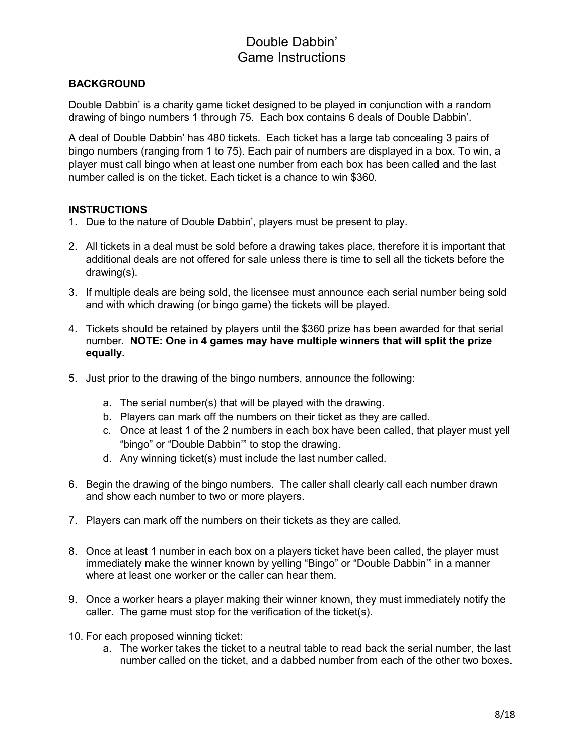# Double Dabbin'
# Game Instructions

## BACKGROUND

Double Dabbin' is a charity game ticket designed to be played in conjunction with a random drawing of bingo numbers 1 through 75. Each box contains 6 deals of Double Dabbin'.

A deal of Double Dabbin' has 480 tickets. Each ticket has a large tab concealing 3 pairs of bingo numbers (ranging from 1 to 75). Each pair of numbers are displayed in a box. To win, a player must call bingo when at least one number from each box has been called and the last number called is on the ticket. Each ticket is a chance to win $360.

## INSTRUCTIONS

1. Due to the nature of Double Dabbin', players must be present to play.

2. All tickets in a deal must be sold before a drawing takes place, therefore it is important that additional deals are not offered for sale unless there is time to sell all the tickets before the drawing(s).

3. If multiple deals are being sold, the licensee must announce each serial number being sold and with which drawing (or bingo game) the tickets will be played.

4. Tickets should be retained by players until the $360 prize has been awarded for that serial number. **NOTE: One in 4 games may have multiple winners that will split the prize equally.**

5. Just prior to the drawing of the bingo numbers, announce the following:

   a. The serial number(s) that will be played with the drawing.
   b. Players can mark off the numbers on their ticket as they are called.
   c. Once at least 1 of the 2 numbers in each box have been called, that player must yell "bingo" or "Double Dabbin'" to stop the drawing.
   d. Any winning ticket(s) must include the last number called.

6. Begin the drawing of the bingo numbers. The caller shall clearly call each number drawn and show each number to two or more players.

7. Players can mark off the numbers on their tickets as they are called.

8. Once at least 1 number in each box on a players ticket have been called, the player must immediately make the winner known by yelling "Bingo" or "Double Dabbin'" in a manner where at least one worker or the caller can hear them.

9. Once a worker hears a player making their winner known, they must immediately notify the caller. The game must stop for the verification of the ticket(s).

10. For each proposed winning ticket:
    a. The worker takes the ticket to a neutral table to read back the serial number, the last number called on the ticket, and a dabbed number from each of the other two boxes.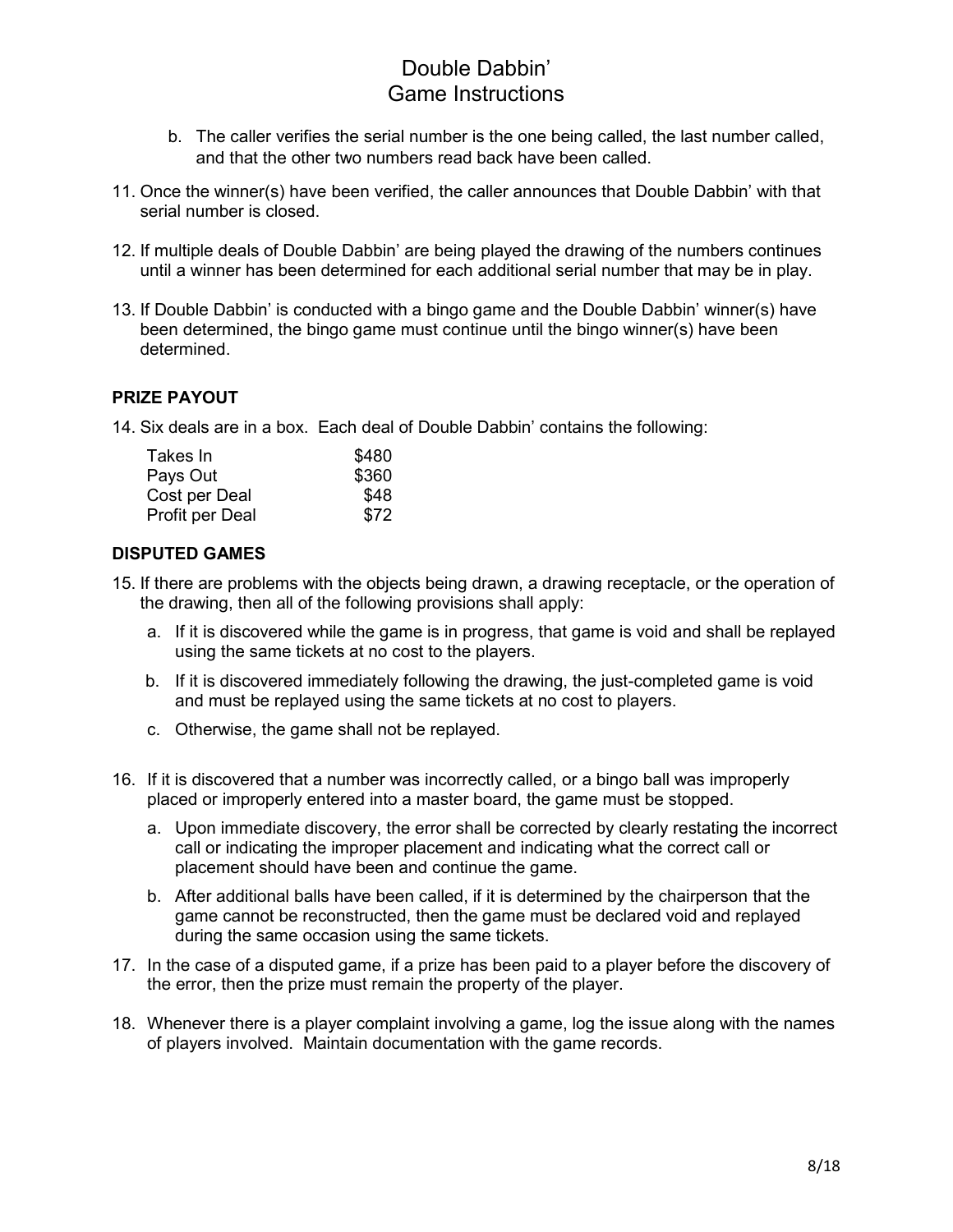# Double Dabbin' Game Instructions

   b. The caller verifies the serial number is the one being called, the last number called, and that the other two numbers read back have been called.

11. Once the winner(s) have been verified, the caller announces that Double Dabbin' with that serial number is closed.

12. If multiple deals of Double Dabbin' are being played the drawing of the numbers continues until a winner has been determined for each additional serial number that may be in play.

13. If Double Dabbin' is conducted with a bingo game and the Double Dabbin' winner(s) have been determined, the bingo game must continue until the bingo winner(s) have been determined.

### PRIZE PAYOUT

14. Six deals are in a box. Each deal of Double Dabbin' contains the following:

| | |
|---|---|
| Takes In | $480 |
| Pays Out | $360 |
| Cost per Deal | $48 |
| Profit per Deal | $72 |

### DISPUTED GAMES

15. If there are problems with the objects being drawn, a drawing receptacle, or the operation of the drawing, then all of the following provisions shall apply:

    a. If it is discovered while the game is in progress, that game is void and shall be replayed using the same tickets at no cost to the players.

    b. If it is discovered immediately following the drawing, the just-completed game is void and must be replayed using the same tickets at no cost to players.

    c. Otherwise, the game shall not be replayed.

16. If it is discovered that a number was incorrectly called, or a bingo ball was improperly placed or improperly entered into a master board, the game must be stopped.

    a. Upon immediate discovery, the error shall be corrected by clearly restating the incorrect call or indicating the improper placement and indicating what the correct call or placement should have been and continue the game.

    b. After additional balls have been called, if it is determined by the chairperson that the game cannot be reconstructed, then the game must be declared void and replayed during the same occasion using the same tickets.

17. In the case of a disputed game, if a prize has been paid to a player before the discovery of the error, then the prize must remain the property of the player.

18. Whenever there is a player complaint involving a game, log the issue along with the names of players involved. Maintain documentation with the game records.